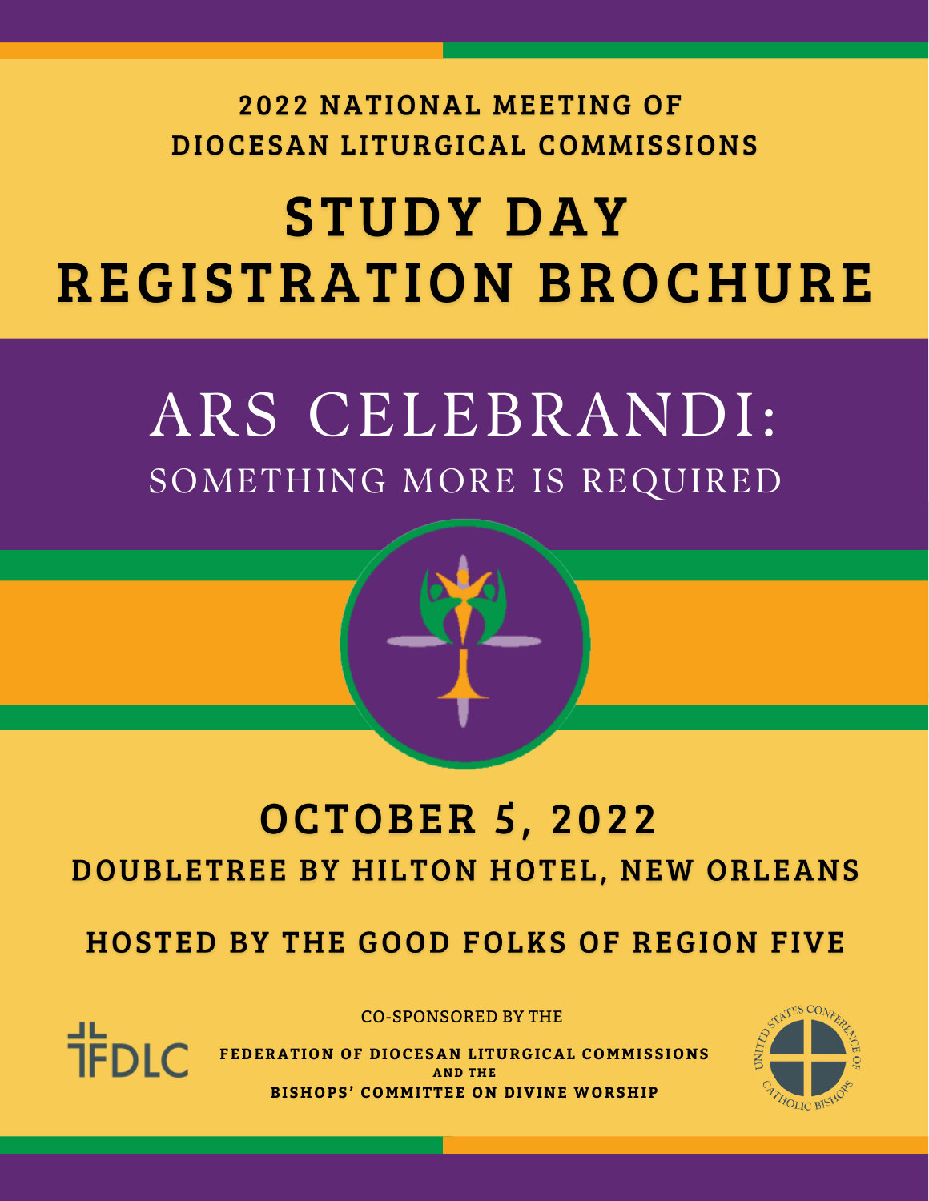**2022 NATIONAL MEETING OF DIOCESAN LITURGICAL COMMISSIONS**

# STUDY DAY REGISTRATION BROCHURE

# ARS CELEBRANDI:

## SOMETHING MORE IS REQUIRED

## OCTOBER 5, 2022

### DOUBLETREE BY HILTON HOTEL, NEW ORLEANS

### HOSTED BY THE GOOD FOLKS OF REGION FIVE

CO-SPONSORED BY THE

FDLC

**FEDERATION OF DIOCESAN LITURGICAL COMMISSIONS**
**AND THE**
**BISHOPS' COMMITTEE ON DIVINE WORSHIP**

UNITED STATES CONFERENCE OF CATHOLIC BISHOPS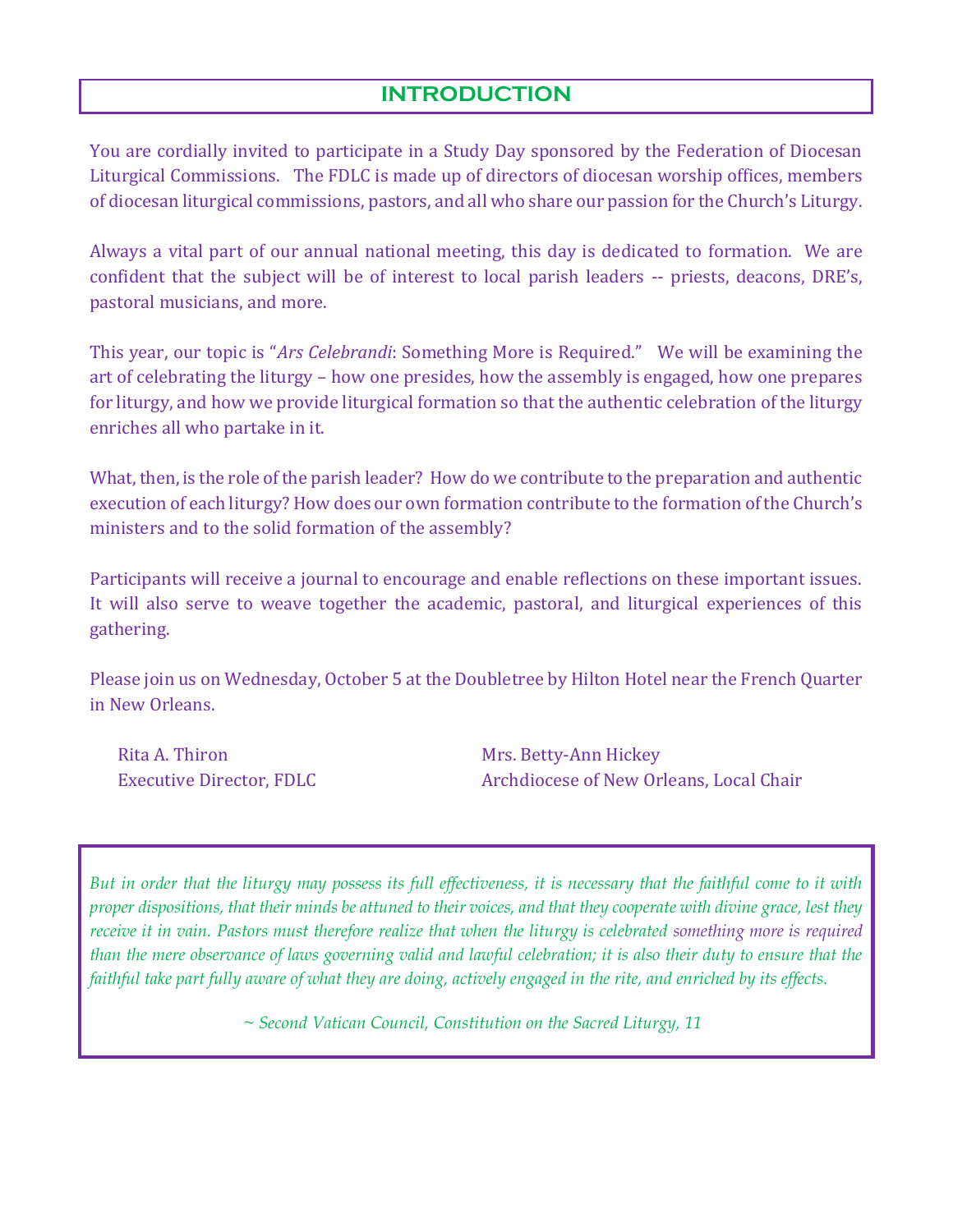## INTRODUCTION

You are cordially invited to participate in a Study Day sponsored by the Federation of Diocesan Liturgical Commissions. The FDLC is made up of directors of diocesan worship offices, members of diocesan liturgical commissions, pastors, and all who share our passion for the Church's Liturgy.

Always a vital part of our annual national meeting, this day is dedicated to formation. We are confident that the subject will be of interest to local parish leaders -- priests, deacons, DRE's, pastoral musicians, and more.

This year, our topic is "*Ars Celebrandi*: Something More is Required." We will be examining the art of celebrating the liturgy – how one presides, how the assembly is engaged, how one prepares for liturgy, and how we provide liturgical formation so that the authentic celebration of the liturgy enriches all who partake in it.

What, then, is the role of the parish leader? How do we contribute to the preparation and authentic execution of each liturgy? How does our own formation contribute to the formation of the Church's ministers and to the solid formation of the assembly?

Participants will receive a journal to encourage and enable reflections on these important issues. It will also serve to weave together the academic, pastoral, and liturgical experiences of this gathering.

Please join us on Wednesday, October 5 at the Doubletree by Hilton Hotel near the French Quarter in New Orleans.

Rita A. Thiron
Executive Director, FDLC

Mrs. Betty-Ann Hickey
Archdiocese of New Orleans, Local Chair

*But in order that the liturgy may possess its full effectiveness, it is necessary that the faithful come to it with proper dispositions, that their minds be attuned to their voices, and that they cooperate with divine grace, lest they receive it in vain. Pastors must therefore realize that when the liturgy is celebrated something more is required than the mere observance of laws governing valid and lawful celebration; it is also their duty to ensure that the faithful take part fully aware of what they are doing, actively engaged in the rite, and enriched by its effects.*

*~ Second Vatican Council, Constitution on the Sacred Liturgy, 11*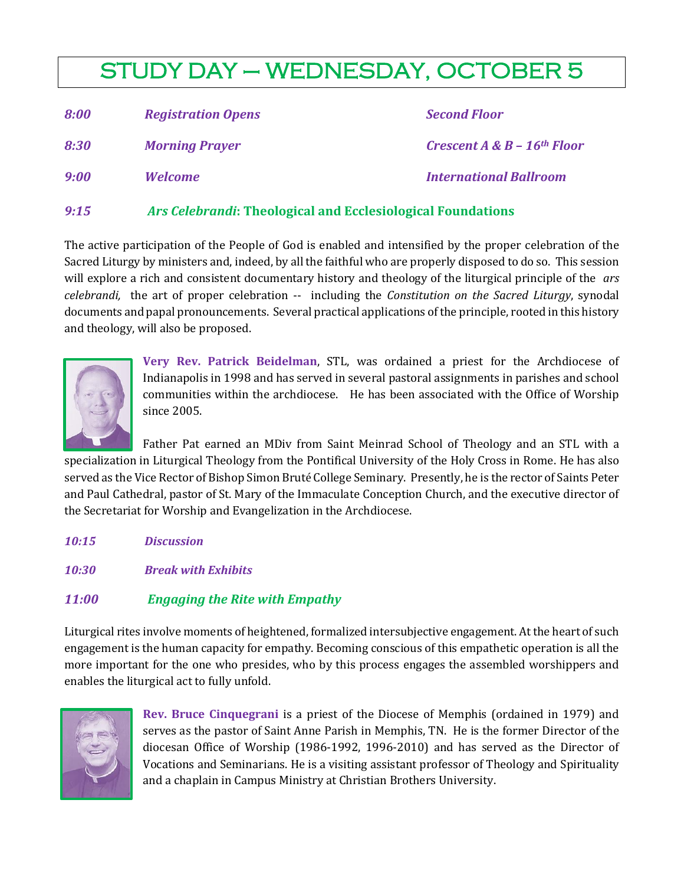# STUDY DAY – WEDNESDAY, OCTOBER 5

| | | |
|---|---|---|
| *8:00* | *Registration Opens* | *Second Floor* |
| *8:30* | *Morning Prayer* | *Crescent A & B – 16th Floor* |
| *9:00* | *Welcome* | *International Ballroom* |

## *9:15* *Ars Celebrandi*: Theological and Ecclesiological Foundations

The active participation of the People of God is enabled and intensified by the proper celebration of the Sacred Liturgy by ministers and, indeed, by all the faithful who are properly disposed to do so. This session will explore a rich and consistent documentary history and theology of the liturgical principle of the *ars celebrandi,* the art of proper celebration -- including the *Constitution on the Sacred Liturgy*, synodal documents and papal pronouncements. Several practical applications of the principle, rooted in this history and theology, will also be proposed.

**Very Rev. Patrick Beidelman**, STL, was ordained a priest for the Archdiocese of Indianapolis in 1998 and has served in several pastoral assignments in parishes and school communities within the archdiocese. He has been associated with the Office of Worship since 2005.

Father Pat earned an MDiv from Saint Meinrad School of Theology and an STL with a specialization in Liturgical Theology from the Pontifical University of the Holy Cross in Rome. He has also served as the Vice Rector of Bishop Simon Bruté College Seminary. Presently, he is the rector of Saints Peter and Paul Cathedral, pastor of St. Mary of the Immaculate Conception Church, and the executive director of the Secretariat for Worship and Evangelization in the Archdiocese.

*10:15* *Discussion*

*10:30* *Break with Exhibits*

## *11:00* *Engaging the Rite with Empathy*

Liturgical rites involve moments of heightened, formalized intersubjective engagement. At the heart of such engagement is the human capacity for empathy. Becoming conscious of this empathetic operation is all the more important for the one who presides, who by this process engages the assembled worshippers and enables the liturgical act to fully unfold.

**Rev. Bruce Cinquegrani** is a priest of the Diocese of Memphis (ordained in 1979) and serves as the pastor of Saint Anne Parish in Memphis, TN. He is the former Director of the diocesan Office of Worship (1986-1992, 1996-2010) and has served as the Director of Vocations and Seminarians. He is a visiting assistant professor of Theology and Spirituality and a chaplain in Campus Ministry at Christian Brothers University.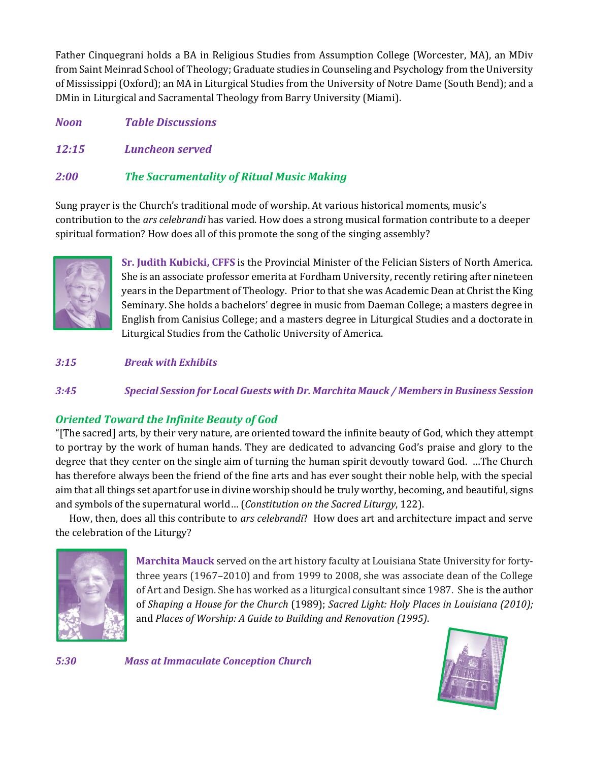Father Cinquegrani holds a BA in Religious Studies from Assumption College (Worcester, MA), an MDiv from Saint Meinrad School of Theology; Graduate studies in Counseling and Psychology from the University of Mississippi (Oxford); an MA in Liturgical Studies from the University of Notre Dame (South Bend); and a DMin in Liturgical and Sacramental Theology from Barry University (Miami).

***Noon*** ***Table Discussions***

***12:15*** ***Luncheon served***

***2:00*** ***The Sacramentality of Ritual Music Making***

Sung prayer is the Church's traditional mode of worship. At various historical moments, music's contribution to the *ars celebrandi* has varied. How does a strong musical formation contribute to a deeper spiritual formation? How does all of this promote the song of the singing assembly?

**Sr. Judith Kubicki, CFFS** is the Provincial Minister of the Felician Sisters of North America. She is an associate professor emerita at Fordham University, recently retiring after nineteen years in the Department of Theology. Prior to that she was Academic Dean at Christ the King Seminary. She holds a bachelors' degree in music from Daeman College; a masters degree in English from Canisius College; and a masters degree in Liturgical Studies and a doctorate in Liturgical Studies from the Catholic University of America.

***3:15*** ***Break with Exhibits***

***3:45*** ***Special Session for Local Guests with Dr. Marchita Mauck / Members in Business Session***

## *Oriented Toward the Infinite Beauty of God*

"[The sacred] arts, by their very nature, are oriented toward the infinite beauty of God, which they attempt to portray by the work of human hands. They are dedicated to advancing God's praise and glory to the degree that they center on the single aim of turning the human spirit devoutly toward God. ...The Church has therefore always been the friend of the fine arts and has ever sought their noble help, with the special aim that all things set apart for use in divine worship should be truly worthy, becoming, and beautiful, signs and symbols of the supernatural world... (*Constitution on the Sacred Liturgy*, 122).

How, then, does all this contribute to *ars celebrandi*? How does art and architecture impact and serve the celebration of the Liturgy?

**Marchita Mauck** served on the art history faculty at Louisiana State University for forty-three years (1967–2010) and from 1999 to 2008, she was associate dean of the College of Art and Design. She has worked as a liturgical consultant since 1987. She is the author of *Shaping a House for the Church* (1989); *Sacred Light: Holy Places in Louisiana (2010);* and *Places of Worship: A Guide to Building and Renovation (1995)*.

***5:30*** ***Mass at Immaculate Conception Church***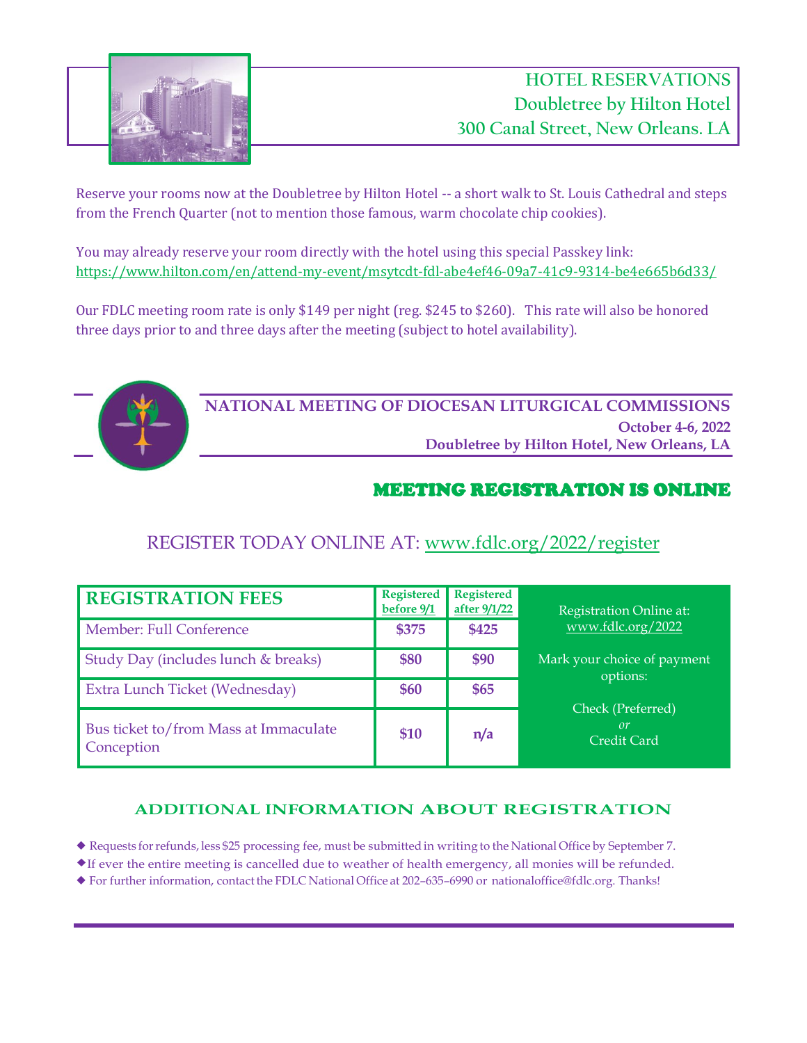## HOTEL RESERVATIONS
## Doubletree by Hilton Hotel
## 300 Canal Street, New Orleans. LA

Reserve your rooms now at the Doubletree by Hilton Hotel -- a short walk to St. Louis Cathedral and steps from the French Quarter (not to mention those famous, warm chocolate chip cookies).

You may already reserve your room directly with the hotel using this special Passkey link:
https://www.hilton.com/en/attend-my-event/msytcdt-fdl-abe4ef46-09a7-41c9-9314-be4e665b6d33/

Our FDLC meeting room rate is only $149 per night (reg. $245 to $260). This rate will also be honored three days prior to and three days after the meeting (subject to hotel availability).

## NATIONAL MEETING OF DIOCESAN LITURGICAL COMMISSIONS

**October 4-6, 2022**
**Doubletree by Hilton Hotel, New Orleans, LA**

## MEETING REGISTRATION IS ONLINE

REGISTER TODAY ONLINE AT: www.fdlc.org/2022/register

| REGISTRATION FEES | Registered before 9/1 | Registered after 9/1/22 |
|---|---|---|
| Member: Full Conference | $375 | $425 |
| Study Day (includes lunch & breaks) | $80 | $90 |
| Extra Lunch Ticket (Wednesday) | $60 | $65 |
| Bus ticket to/from Mass at Immaculate Conception | $10 | n/a |

Registration Online at: www.fdlc.org/2022

Mark your choice of payment options:

Check (Preferred)
*or*
Credit Card

### ADDITIONAL INFORMATION ABOUT REGISTRATION

- Requests for refunds, less $25 processing fee, must be submitted in writing to the National Office by September 7.
- If ever the entire meeting is cancelled due to weather of health emergency, all monies will be refunded.
- For further information, contact the FDLC National Office at 202–635–6990 or nationaloffice@fdlc.org. Thanks!